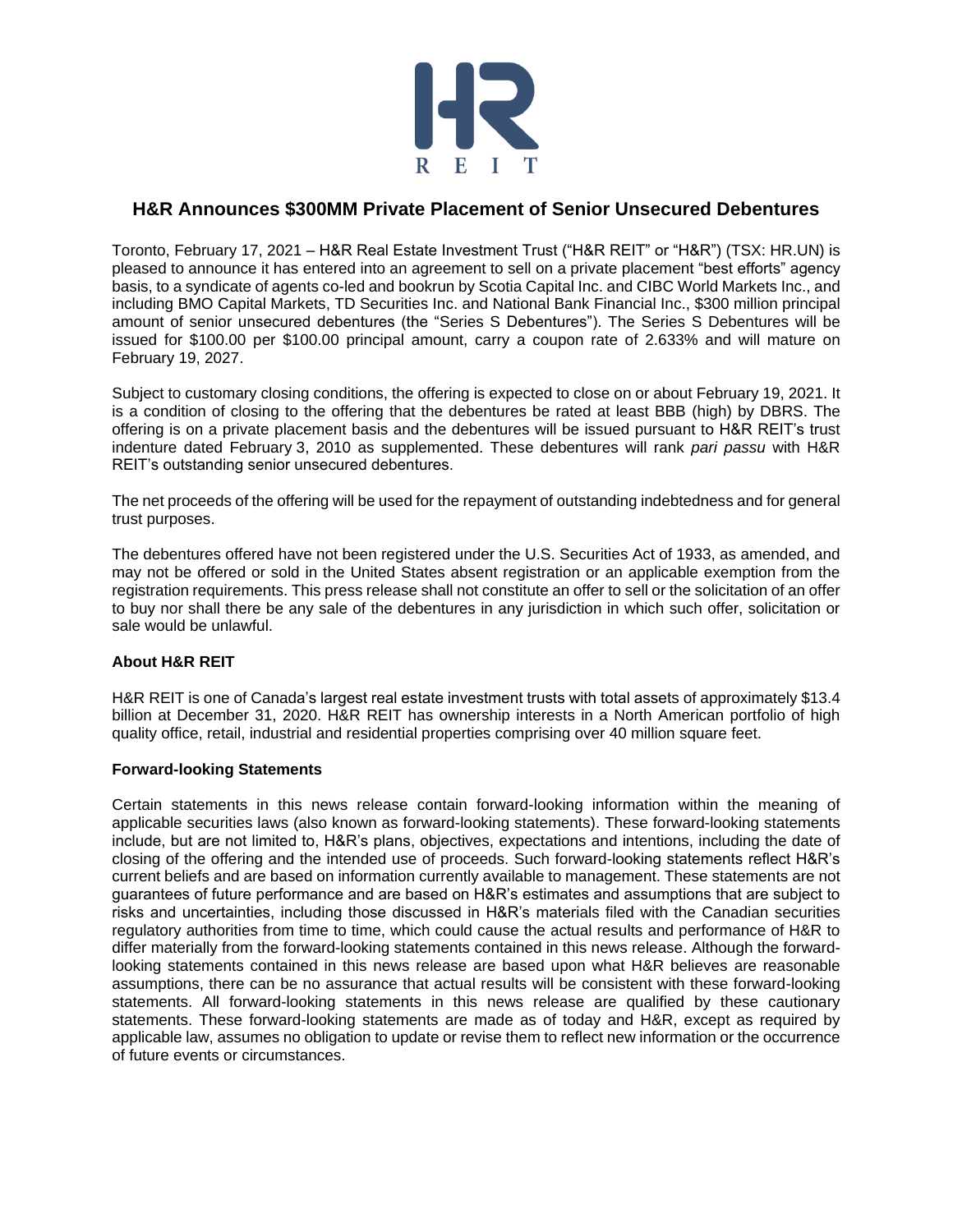# H&R Announces $300MM Private Placement of Senior Unsecured Debentures

Toronto, February 17, 2021 – H&R Real Estate Investment Trust ("H&R REIT" or "H&R") (TSX: HR.UN) is pleased to announce it has entered into an agreement to sell on a private placement "best efforts" agency basis, to a syndicate of agents co-led and bookrun by Scotia Capital Inc. and CIBC World Markets Inc., and including BMO Capital Markets, TD Securities Inc. and National Bank Financial Inc., $300 million principal amount of senior unsecured debentures (the "Series S Debentures"). The Series S Debentures will be issued for $100.00 per $100.00 principal amount, carry a coupon rate of 2.633% and will mature on February 19, 2027.

Subject to customary closing conditions, the offering is expected to close on or about February 19, 2021. It is a condition of closing to the offering that the debentures be rated at least BBB (high) by DBRS. The offering is on a private placement basis and the debentures will be issued pursuant to H&R REIT's trust indenture dated February 3, 2010 as supplemented. These debentures will rank *pari passu* with H&R REIT's outstanding senior unsecured debentures.

The net proceeds of the offering will be used for the repayment of outstanding indebtedness and for general trust purposes.

The debentures offered have not been registered under the U.S. Securities Act of 1933, as amended, and may not be offered or sold in the United States absent registration or an applicable exemption from the registration requirements. This press release shall not constitute an offer to sell or the solicitation of an offer to buy nor shall there be any sale of the debentures in any jurisdiction in which such offer, solicitation or sale would be unlawful.

### About H&R REIT

H&R REIT is one of Canada's largest real estate investment trusts with total assets of approximately $13.4 billion at December 31, 2020. H&R REIT has ownership interests in a North American portfolio of high quality office, retail, industrial and residential properties comprising over 40 million square feet.

### Forward-looking Statements

Certain statements in this news release contain forward-looking information within the meaning of applicable securities laws (also known as forward-looking statements). These forward-looking statements include, but are not limited to, H&R's plans, objectives, expectations and intentions, including the date of closing of the offering and the intended use of proceeds. Such forward-looking statements reflect H&R's current beliefs and are based on information currently available to management. These statements are not guarantees of future performance and are based on H&R's estimates and assumptions that are subject to risks and uncertainties, including those discussed in H&R's materials filed with the Canadian securities regulatory authorities from time to time, which could cause the actual results and performance of H&R to differ materially from the forward-looking statements contained in this news release. Although the forward-looking statements contained in this news release are based upon what H&R believes are reasonable assumptions, there can be no assurance that actual results will be consistent with these forward-looking statements. All forward-looking statements in this news release are qualified by these cautionary statements. These forward-looking statements are made as of today and H&R, except as required by applicable law, assumes no obligation to update or revise them to reflect new information or the occurrence of future events or circumstances.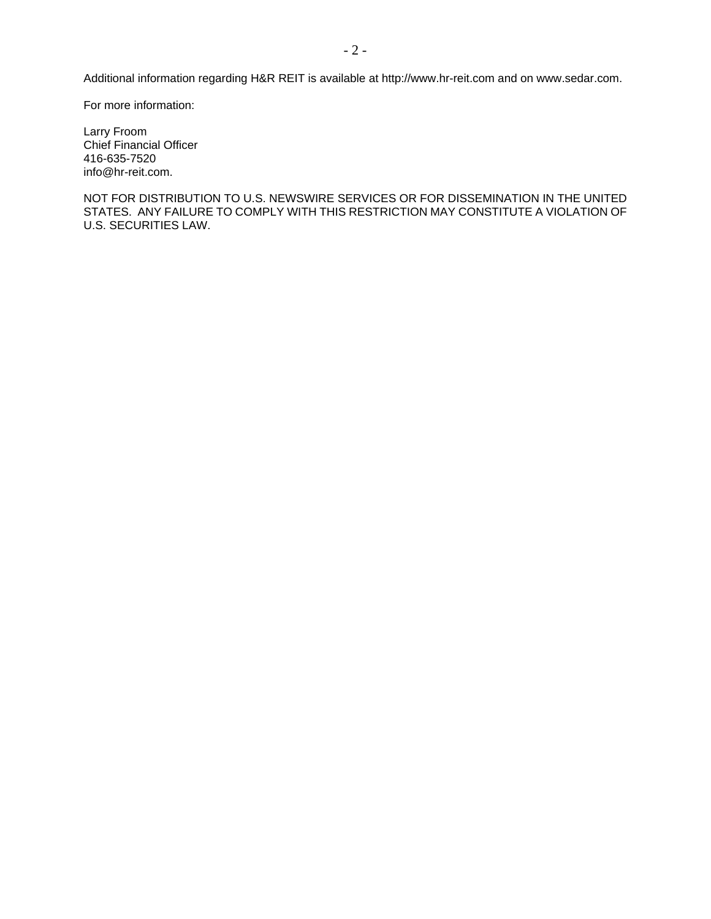Additional information regarding H&R REIT is available at http://www.hr-reit.com and on www.sedar.com.

For more information:

Larry Froom  
Chief Financial Officer  
416-635-7520  
info@hr-reit.com.

NOT FOR DISTRIBUTION TO U.S. NEWSWIRE SERVICES OR FOR DISSEMINATION IN THE UNITED STATES. ANY FAILURE TO COMPLY WITH THIS RESTRICTION MAY CONSTITUTE A VIOLATION OF U.S. SECURITIES LAW.